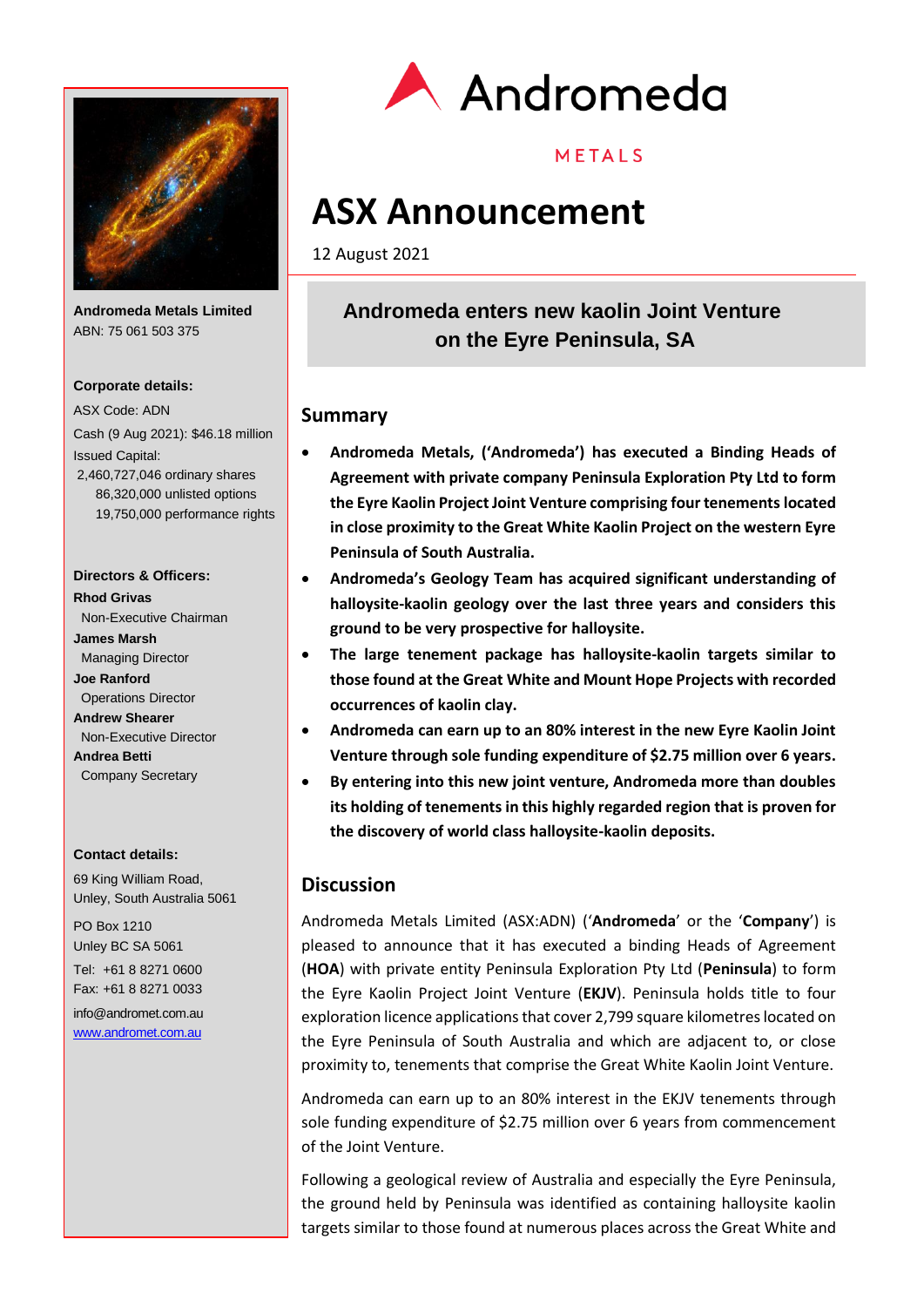Andromeda

METALS

# ASX Announcement

12 August 2021

**Andromeda Metals Limited**
ABN: 75 061 503 375

**Corporate details:**

ASX Code: ADN

Cash (9 Aug 2021): $46.18 million

Issued Capital:
2,460,727,046 ordinary shares
86,320,000 unlisted options
19,750,000 performance rights

**Directors & Officers:**

**Rhod Grivas**
Non-Executive Chairman

**James Marsh**
Managing Director

**Joe Ranford**
Operations Director

**Andrew Shearer**
Non-Executive Director

**Andrea Betti**
Company Secretary

**Contact details:**

69 King William Road,
Unley, South Australia 5061

PO Box 1210
Unley BC SA 5061

Tel: +61 8 8271 0600
Fax: +61 8 8271 0033

info@andromet.com.au
www.andromet.com.au

## Andromeda enters new kaolin Joint Venture on the Eyre Peninsula, SA

## Summary

- **Andromeda Metals, ('Andromeda') has executed a Binding Heads of Agreement with private company Peninsula Exploration Pty Ltd to form the Eyre Kaolin Project Joint Venture comprising four tenements located in close proximity to the Great White Kaolin Project on the western Eyre Peninsula of South Australia.**
- **Andromeda's Geology Team has acquired significant understanding of halloysite-kaolin geology over the last three years and considers this ground to be very prospective for halloysite.**
- **The large tenement package has halloysite-kaolin targets similar to those found at the Great White and Mount Hope Projects with recorded occurrences of kaolin clay.**
- **Andromeda can earn up to an 80% interest in the new Eyre Kaolin Joint Venture through sole funding expenditure of $2.75 million over 6 years.**
- **By entering into this new joint venture, Andromeda more than doubles its holding of tenements in this highly regarded region that is proven for the discovery of world class halloysite-kaolin deposits.**

## Discussion

Andromeda Metals Limited (ASX:ADN) ('**Andromeda**' or the '**Company**') is pleased to announce that it has executed a binding Heads of Agreement (**HOA**) with private entity Peninsula Exploration Pty Ltd (**Peninsula**) to form the Eyre Kaolin Project Joint Venture (**EKJV**). Peninsula holds title to four exploration licence applications that cover 2,799 square kilometres located on the Eyre Peninsula of South Australia and which are adjacent to, or close proximity to, tenements that comprise the Great White Kaolin Joint Venture.

Andromeda can earn up to an 80% interest in the EKJV tenements through sole funding expenditure of $2.75 million over 6 years from commencement of the Joint Venture.

Following a geological review of Australia and especially the Eyre Peninsula, the ground held by Peninsula was identified as containing halloysite kaolin targets similar to those found at numerous places across the Great White and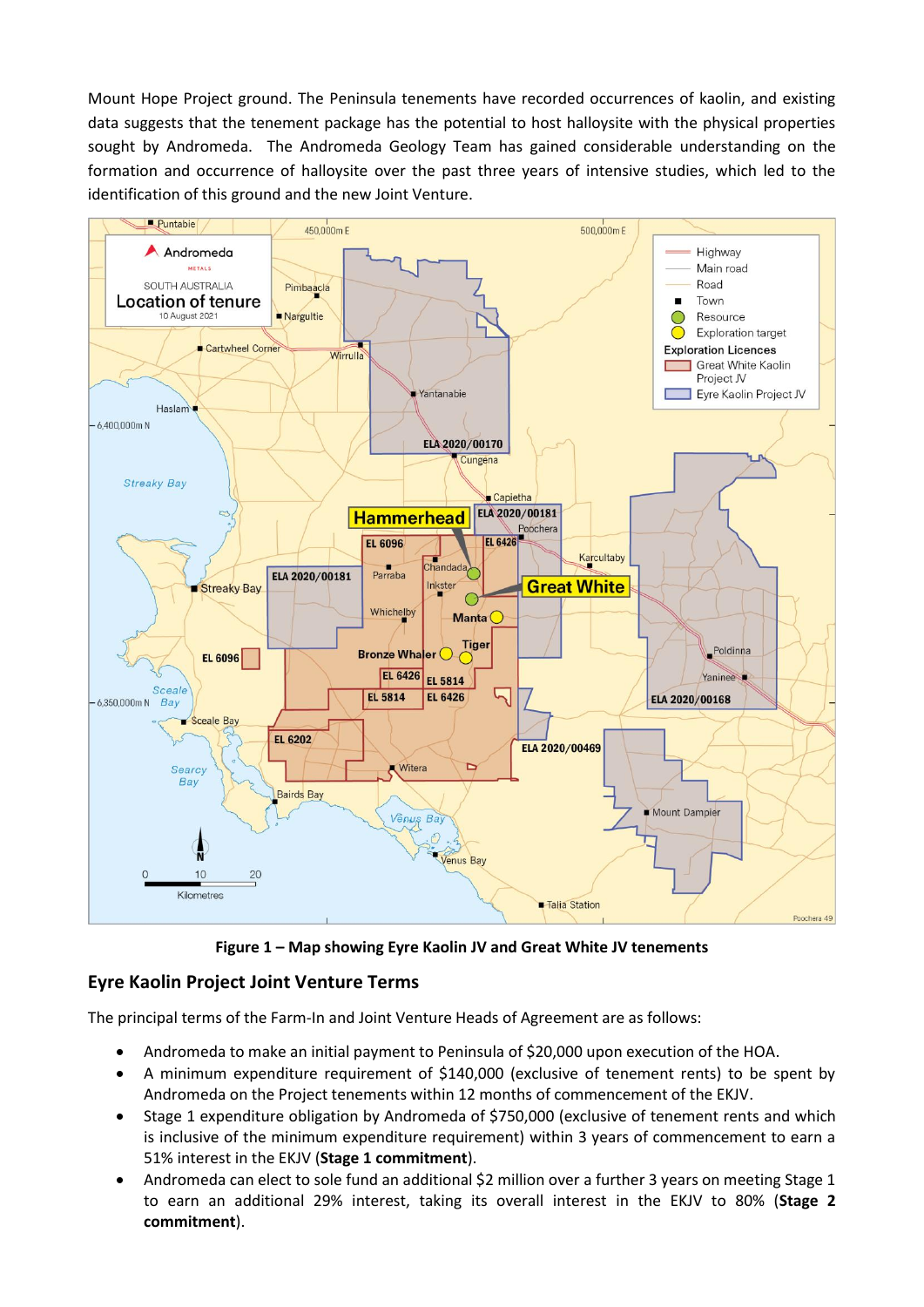Mount Hope Project ground. The Peninsula tenements have recorded occurrences of kaolin, and existing data suggests that the tenement package has the potential to host halloysite with the physical properties sought by Andromeda. The Andromeda Geology Team has gained considerable understanding on the formation and occurrence of halloysite over the past three years of intensive studies, which led to the identification of this ground and the new Joint Venture.

**Figure 1 – Map showing Eyre Kaolin JV and Great White JV tenements**

## Eyre Kaolin Project Joint Venture Terms

The principal terms of the Farm-In and Joint Venture Heads of Agreement are as follows:

- Andromeda to make an initial payment to Peninsula of $20,000 upon execution of the HOA.
- A minimum expenditure requirement of $140,000 (exclusive of tenement rents) to be spent by Andromeda on the Project tenements within 12 months of commencement of the EKJV.
- Stage 1 expenditure obligation by Andromeda of $750,000 (exclusive of tenement rents and which is inclusive of the minimum expenditure requirement) within 3 years of commencement to earn a 51% interest in the EKJV (**Stage 1 commitment**).
- Andromeda can elect to sole fund an additional $2 million over a further 3 years on meeting Stage 1 to earn an additional 29% interest, taking its overall interest in the EKJV to 80% (**Stage 2 commitment**).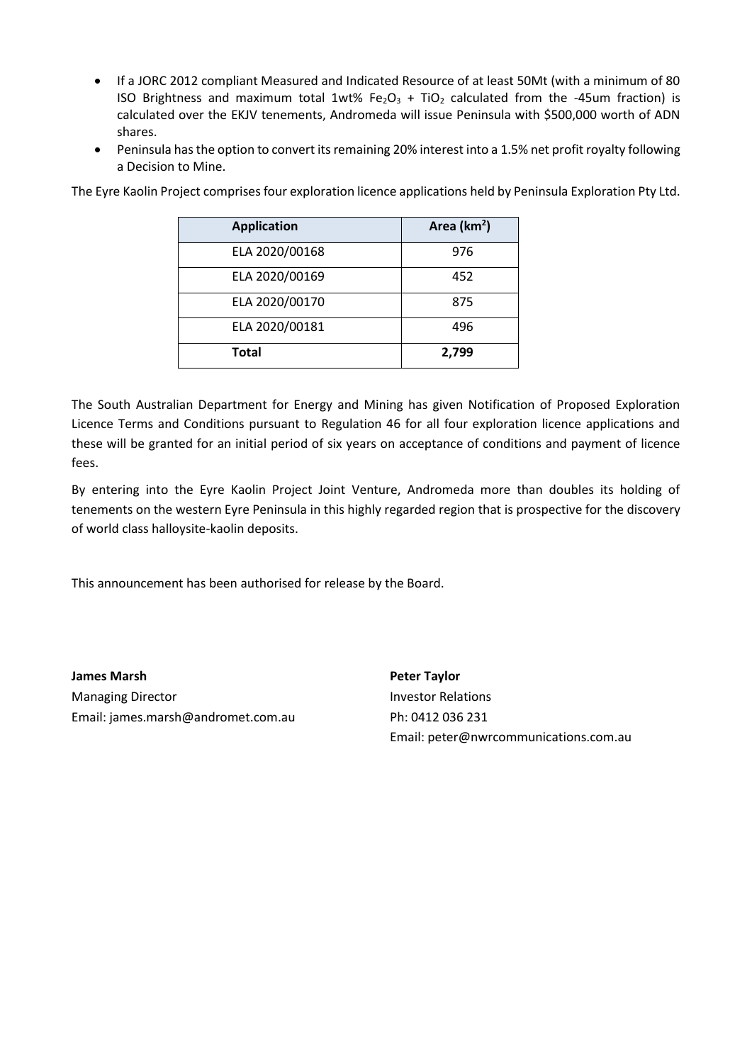- If a JORC 2012 compliant Measured and Indicated Resource of at least 50Mt (with a minimum of 80 ISO Brightness and maximum total 1wt% $Fe_2O_3$ + $TiO_2$ calculated from the -45um fraction) is calculated over the EKJV tenements, Andromeda will issue Peninsula with $500,000 worth of ADN shares.
- Peninsula has the option to convert its remaining 20% interest into a 1.5% net profit royalty following a Decision to Mine.

The Eyre Kaolin Project comprises four exploration licence applications held by Peninsula Exploration Pty Ltd.

| Application | Area ($km^2$) |
| --- | --- |
| ELA 2020/00168 | 976 |
| ELA 2020/00169 | 452 |
| ELA 2020/00170 | 875 |
| ELA 2020/00181 | 496 |
| **Total** | **2,799** |

The South Australian Department for Energy and Mining has given Notification of Proposed Exploration Licence Terms and Conditions pursuant to Regulation 46 for all four exploration licence applications and these will be granted for an initial period of six years on acceptance of conditions and payment of licence fees.

By entering into the Eyre Kaolin Project Joint Venture, Andromeda more than doubles its holding of tenements on the western Eyre Peninsula in this highly regarded region that is prospective for the discovery of world class halloysite-kaolin deposits.

This announcement has been authorised for release by the Board.

**James Marsh**
Managing Director
Email: james.marsh@andromet.com.au

**Peter Taylor**
Investor Relations
Ph: 0412 036 231
Email: peter@nwrcommunications.com.au